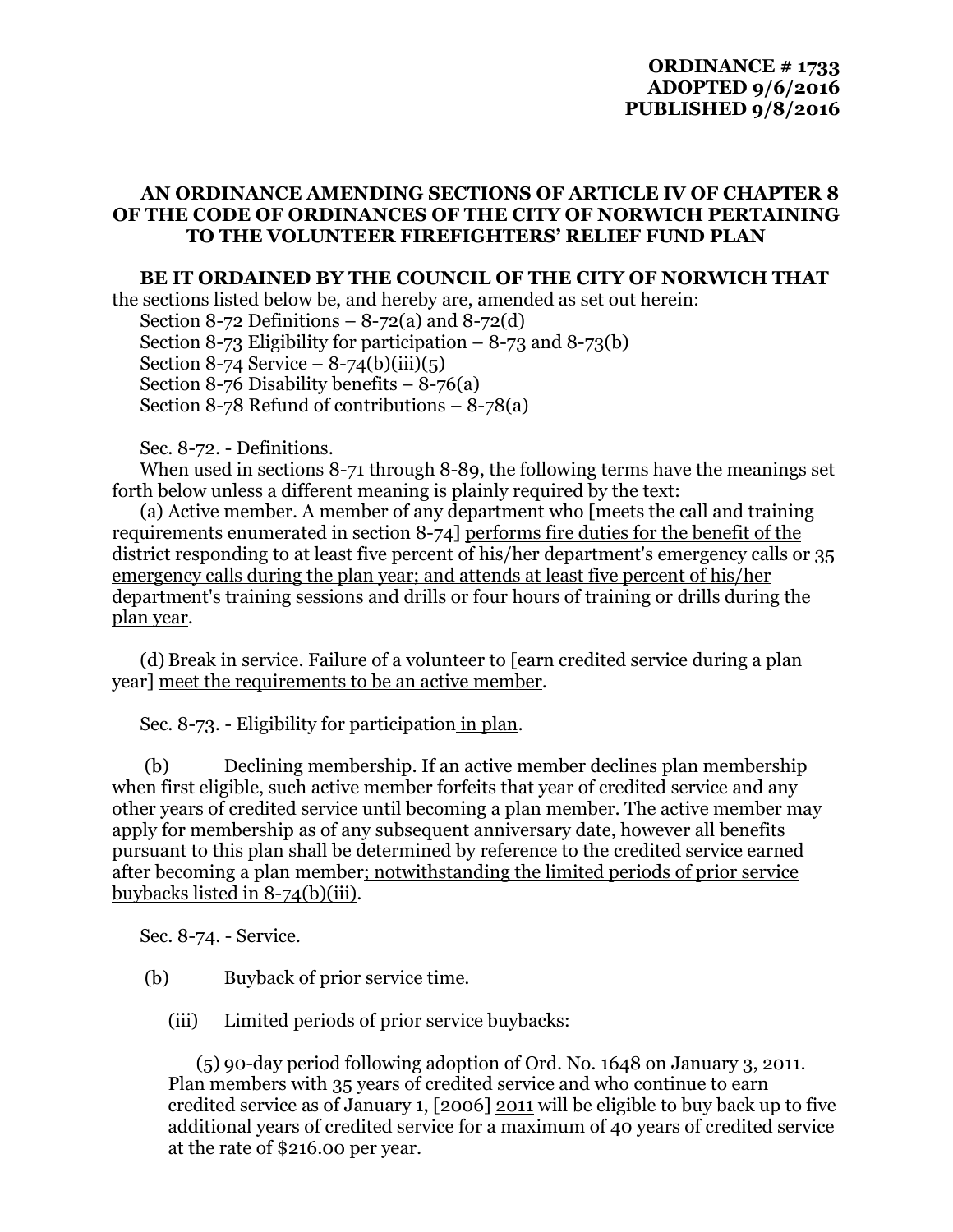**ORDINANCE # 1733**
**ADOPTED 9/6/2016**
**PUBLISHED 9/8/2016**

**AN ORDINANCE AMENDING SECTIONS OF ARTICLE IV OF CHAPTER 8 OF THE CODE OF ORDINANCES OF THE CITY OF NORWICH PERTAINING TO THE VOLUNTEER FIREFIGHTERS' RELIEF FUND PLAN**

**BE IT ORDAINED BY THE COUNCIL OF THE CITY OF NORWICH THAT** the sections listed below be, and hereby are, amended as set out herein:

Section 8-72 Definitions – 8-72(a) and 8-72(d)
Section 8-73 Eligibility for participation – 8-73 and 8-73(b)
Section 8-74 Service – 8-74(b)(iii)(5)
Section 8-76 Disability benefits – 8-76(a)
Section 8-78 Refund of contributions – 8-78(a)

Sec. 8-72. - Definitions.

When used in sections 8-71 through 8-89, the following terms have the meanings set forth below unless a different meaning is plainly required by the text:

(a) Active member. A member of any department who [meets the call and training requirements enumerated in section 8-74] <u>performs fire duties for the benefit of the district responding to at least five percent of his/her department's emergency calls or 35 emergency calls during the plan year; and attends at least five percent of his/her department's training sessions and drills or four hours of training or drills during the plan year</u>.

(d) Break in service. Failure of a volunteer to [earn credited service during a plan year] <u>meet the requirements to be an active member</u>.

Sec. 8-73. - Eligibility for participation<u> in plan</u>.

(b) Declining membership. If an active member declines plan membership when first eligible, such active member forfeits that year of credited service and any other years of credited service until becoming a plan member. The active member may apply for membership as of any subsequent anniversary date, however all benefits pursuant to this plan shall be determined by reference to the credited service earned after becoming a plan member<u>; notwithstanding the limited periods of prior service buybacks listed in 8-74(b)(iii)</u>.

Sec. 8-74. - Service.

(b) Buyback of prior service time.

(iii) Limited periods of prior service buybacks:

(5) 90-day period following adoption of Ord. No. 1648 on January 3, 2011. Plan members with 35 years of credited service and who continue to earn credited service as of January 1, [2006] <u>2011</u> will be eligible to buy back up to five additional years of credited service for a maximum of 40 years of credited service at the rate of $216.00 per year.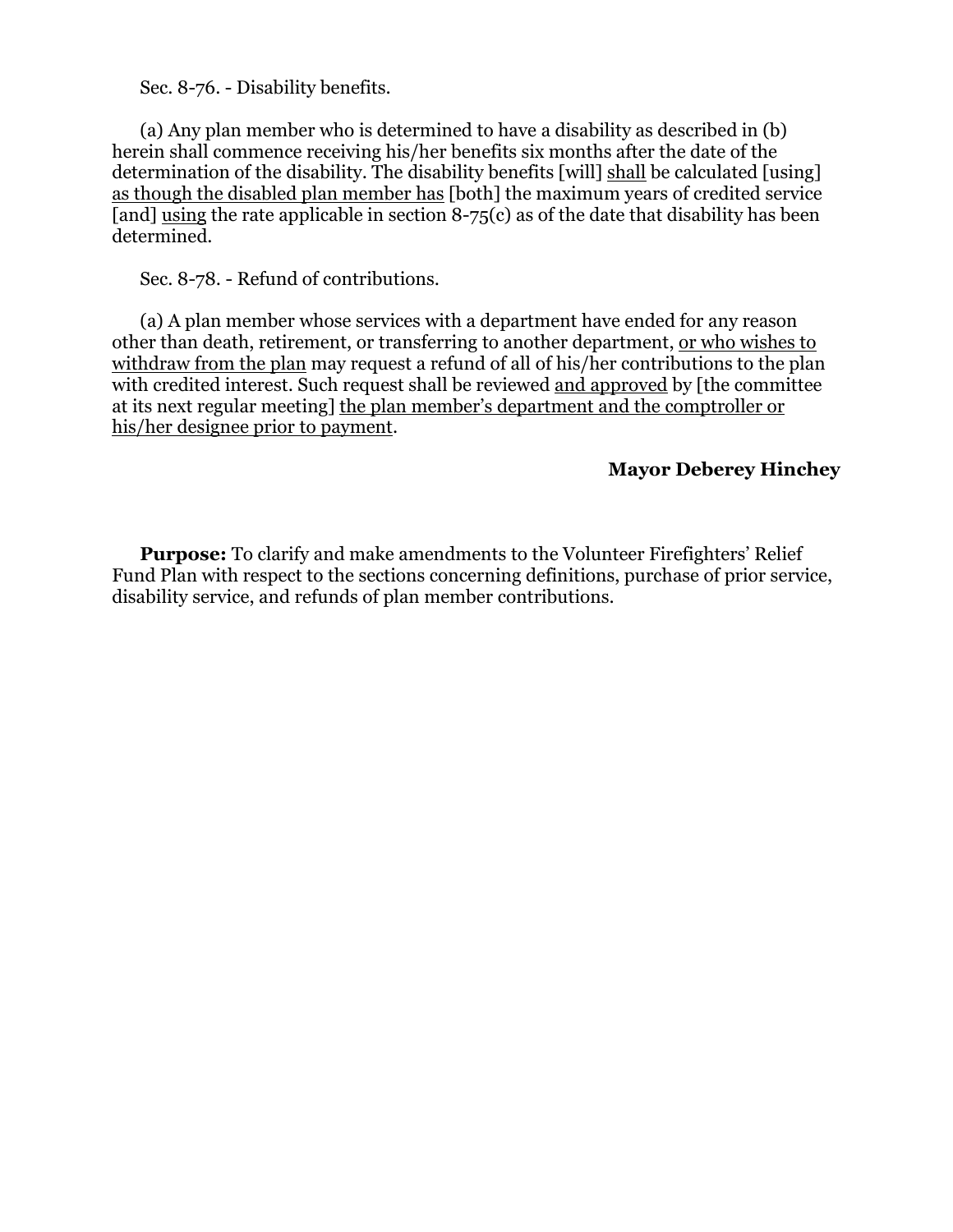Sec. 8-76. - Disability benefits.

(a) Any plan member who is determined to have a disability as described in (b) herein shall commence receiving his/her benefits six months after the date of the determination of the disability. The disability benefits [will] <u>shall</u> be calculated [using] <u>as though the disabled plan member has</u> [both] the maximum years of credited service [and] <u>using</u> the rate applicable in section 8-75(c) as of the date that disability has been determined.

Sec. 8-78. - Refund of contributions.

(a) A plan member whose services with a department have ended for any reason other than death, retirement, or transferring to another department, <u>or who wishes to withdraw from the plan</u> may request a refund of all of his/her contributions to the plan with credited interest. Such request shall be reviewed <u>and approved</u> by [the committee at its next regular meeting] <u>the plan member's department and the comptroller or his/her designee prior to payment</u>.

**Mayor Deberey Hinchey**

**Purpose:** To clarify and make amendments to the Volunteer Firefighters' Relief Fund Plan with respect to the sections concerning definitions, purchase of prior service, disability service, and refunds of plan member contributions.